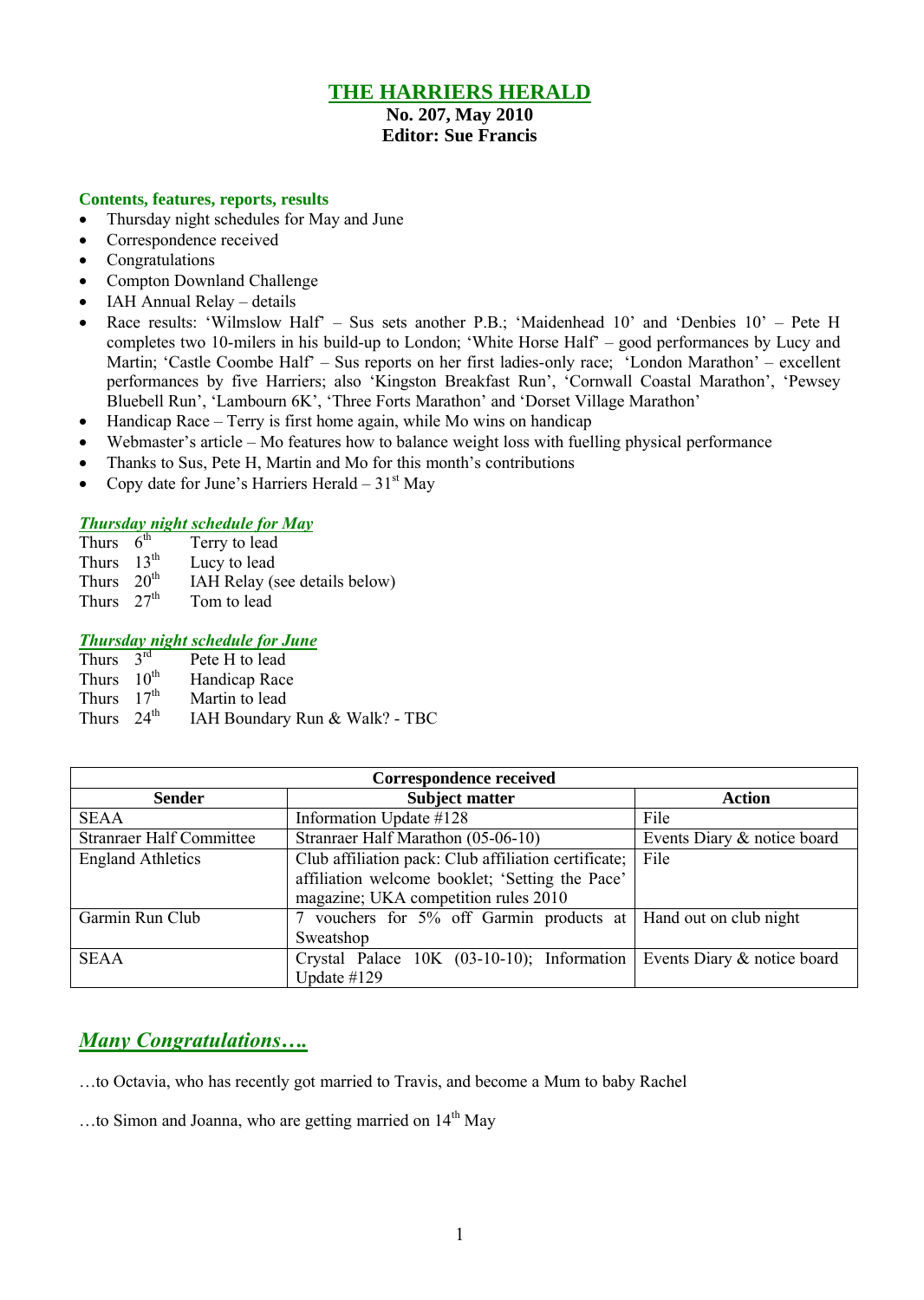# THE HARRIERS HERALD

**No. 207, May 2010**
**Editor: Sue Francis**

### Contents, features, reports, results

- Thursday night schedules for May and June
- Correspondence received
- Congratulations
- Compton Downland Challenge
- IAH Annual Relay – details
- Race results: 'Wilmslow Half' – Sus sets another P.B.; 'Maidenhead 10' and 'Denbies 10' – Pete H completes two 10-milers in his build-up to London; 'White Horse Half' – good performances by Lucy and Martin; 'Castle Coombe Half' – Sus reports on her first ladies-only race; 'London Marathon' – excellent performances by five Harriers; also 'Kingston Breakfast Run', 'Cornwall Coastal Marathon', 'Pewsey Bluebell Run', 'Lambourn 6K', 'Three Forts Marathon' and 'Dorset Village Marathon'
- Handicap Race – Terry is first home again, while Mo wins on handicap
- Webmaster's article – Mo features how to balance weight loss with fuelling physical performance
- Thanks to Sus, Pete H, Martin and Mo for this month's contributions
- Copy date for June's Harriers Herald – 31st May

### *Thursday night schedule for May*

Thurs 6th Terry to lead
Thurs 13th Lucy to lead
Thurs 20th IAH Relay (see details below)
Thurs 27th Tom to lead

### *Thursday night schedule for June*

Thurs 3rd Pete H to lead
Thurs 10th Handicap Race
Thurs 17th Martin to lead
Thurs 24th IAH Boundary Run & Walk? - TBC

| Correspondence received | | |
|---|---|---|
| **Sender** | **Subject matter** | **Action** |
| SEAA | Information Update #128 | File |
| Stranraer Half Committee | Stranraer Half Marathon (05-06-10) | Events Diary & notice board |
| England Athletics | Club affiliation pack: Club affiliation certificate; affiliation welcome booklet; 'Setting the Pace' magazine; UKA competition rules 2010 | File |
| Garmin Run Club | 7 vouchers for 5% off Garmin products at Sweatshop | Hand out on club night |
| SEAA | Crystal Palace 10K (03-10-10); Information Update #129 | Events Diary & notice board |

## *Many Congratulations….*

…to Octavia, who has recently got married to Travis, and become a Mum to baby Rachel

…to Simon and Joanna, who are getting married on 14th May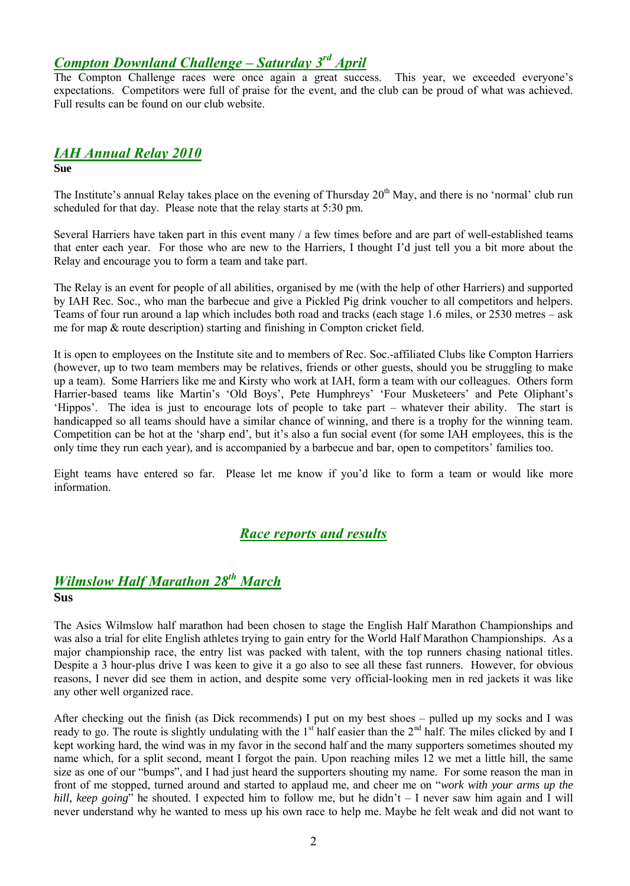## *Compton Downland Challenge – Saturday 3rd April*

The Compton Challenge races were once again a great success. This year, we exceeded everyone's expectations. Competitors were full of praise for the event, and the club can be proud of what was achieved. Full results can be found on our club website.

## *IAH Annual Relay 2010*

**Sue**

The Institute's annual Relay takes place on the evening of Thursday 20th May, and there is no 'normal' club run scheduled for that day. Please note that the relay starts at 5:30 pm.

Several Harriers have taken part in this event many / a few times before and are part of well-established teams that enter each year. For those who are new to the Harriers, I thought I'd just tell you a bit more about the Relay and encourage you to form a team and take part.

The Relay is an event for people of all abilities, organised by me (with the help of other Harriers) and supported by IAH Rec. Soc., who man the barbecue and give a Pickled Pig drink voucher to all competitors and helpers. Teams of four run around a lap which includes both road and tracks (each stage 1.6 miles, or 2530 metres – ask me for map & route description) starting and finishing in Compton cricket field.

It is open to employees on the Institute site and to members of Rec. Soc.-affiliated Clubs like Compton Harriers (however, up to two team members may be relatives, friends or other guests, should you be struggling to make up a team). Some Harriers like me and Kirsty who work at IAH, form a team with our colleagues. Others form Harrier-based teams like Martin's 'Old Boys', Pete Humphreys' 'Four Musketeers' and Pete Oliphant's 'Hippos'. The idea is just to encourage lots of people to take part – whatever their ability. The start is handicapped so all teams should have a similar chance of winning, and there is a trophy for the winning team. Competition can be hot at the 'sharp end', but it's also a fun social event (for some IAH employees, this is the only time they run each year), and is accompanied by a barbecue and bar, open to competitors' families too.

Eight teams have entered so far. Please let me know if you'd like to form a team or would like more information.

# *Race reports and results*

## *Wilmslow Half Marathon 28th March*

**Sus**

The Asics Wilmslow half marathon had been chosen to stage the English Half Marathon Championships and was also a trial for elite English athletes trying to gain entry for the World Half Marathon Championships. As a major championship race, the entry list was packed with talent, with the top runners chasing national titles. Despite a 3 hour-plus drive I was keen to give it a go also to see all these fast runners. However, for obvious reasons, I never did see them in action, and despite some very official-looking men in red jackets it was like any other well organized race.

After checking out the finish (as Dick recommends) I put on my best shoes – pulled up my socks and I was ready to go. The route is slightly undulating with the 1st half easier than the 2nd half. The miles clicked by and I kept working hard, the wind was in my favor in the second half and the many supporters sometimes shouted my name which, for a split second, meant I forgot the pain. Upon reaching miles 12 we met a little hill, the same size as one of our "bumps", and I had just heard the supporters shouting my name. For some reason the man in front of me stopped, turned around and started to applaud me, and cheer me on "*work with your arms up the hill, keep going*" he shouted. I expected him to follow me, but he didn't – I never saw him again and I will never understand why he wanted to mess up his own race to help me. Maybe he felt weak and did not want to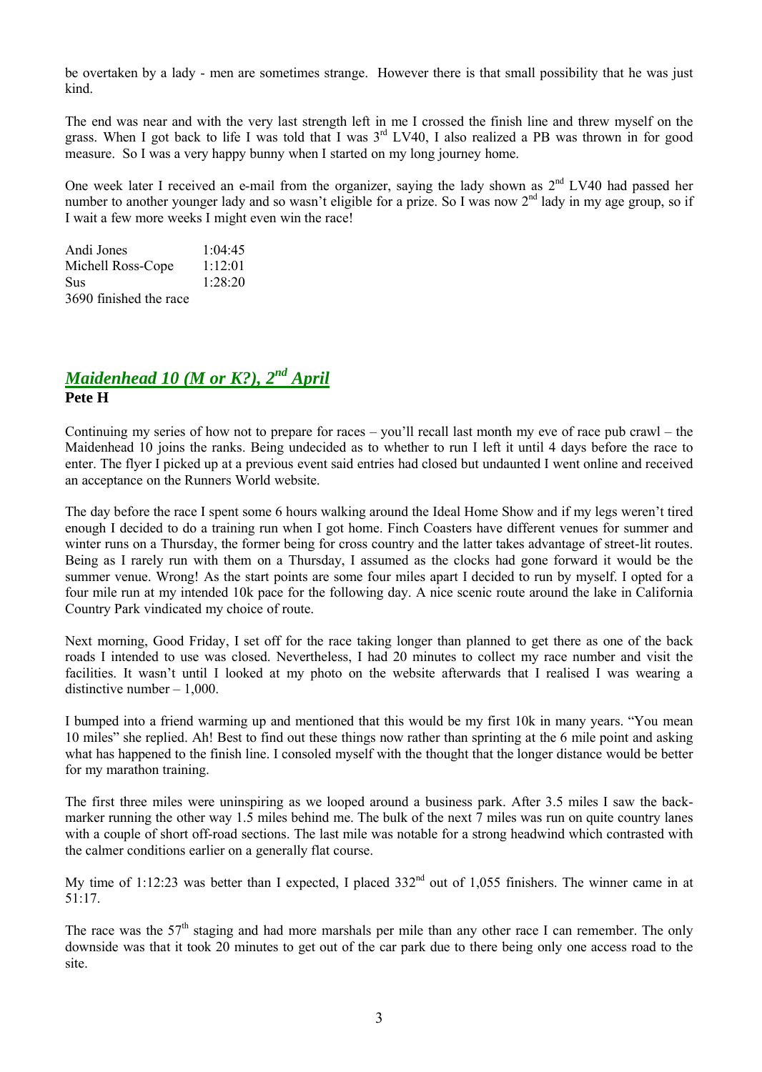be overtaken by a lady - men are sometimes strange. However there is that small possibility that he was just kind.

The end was near and with the very last strength left in me I crossed the finish line and threw myself on the grass. When I got back to life I was told that I was 3rd LV40, I also realized a PB was thrown in for good measure. So I was a very happy bunny when I started on my long journey home.

One week later I received an e-mail from the organizer, saying the lady shown as 2nd LV40 had passed her number to another younger lady and so wasn't eligible for a prize. So I was now 2nd lady in my age group, so if I wait a few more weeks I might even win the race!

| | |
|---|---|
| Andi Jones | 1:04:45 |
| Michell Ross-Cope | 1:12:01 |
| Sus | 1:28:20 |

3690 finished the race

## *Maidenhead 10 (M or K?), 2nd April*

**Pete H**

Continuing my series of how not to prepare for races – you'll recall last month my eve of race pub crawl – the Maidenhead 10 joins the ranks. Being undecided as to whether to run I left it until 4 days before the race to enter. The flyer I picked up at a previous event said entries had closed but undaunted I went online and received an acceptance on the Runners World website.

The day before the race I spent some 6 hours walking around the Ideal Home Show and if my legs weren't tired enough I decided to do a training run when I got home. Finch Coasters have different venues for summer and winter runs on a Thursday, the former being for cross country and the latter takes advantage of street-lit routes. Being as I rarely run with them on a Thursday, I assumed as the clocks had gone forward it would be the summer venue. Wrong! As the start points are some four miles apart I decided to run by myself. I opted for a four mile run at my intended 10k pace for the following day. A nice scenic route around the lake in California Country Park vindicated my choice of route.

Next morning, Good Friday, I set off for the race taking longer than planned to get there as one of the back roads I intended to use was closed. Nevertheless, I had 20 minutes to collect my race number and visit the facilities. It wasn't until I looked at my photo on the website afterwards that I realised I was wearing a distinctive number – 1,000.

I bumped into a friend warming up and mentioned that this would be my first 10k in many years. "You mean 10 miles" she replied. Ah! Best to find out these things now rather than sprinting at the 6 mile point and asking what has happened to the finish line. I consoled myself with the thought that the longer distance would be better for my marathon training.

The first three miles were uninspiring as we looped around a business park. After 3.5 miles I saw the back-marker running the other way 1.5 miles behind me. The bulk of the next 7 miles was run on quite country lanes with a couple of short off-road sections. The last mile was notable for a strong headwind which contrasted with the calmer conditions earlier on a generally flat course.

My time of 1:12:23 was better than I expected, I placed 332nd out of 1,055 finishers. The winner came in at 51:17.

The race was the 57th staging and had more marshals per mile than any other race I can remember. The only downside was that it took 20 minutes to get out of the car park due to there being only one access road to the site.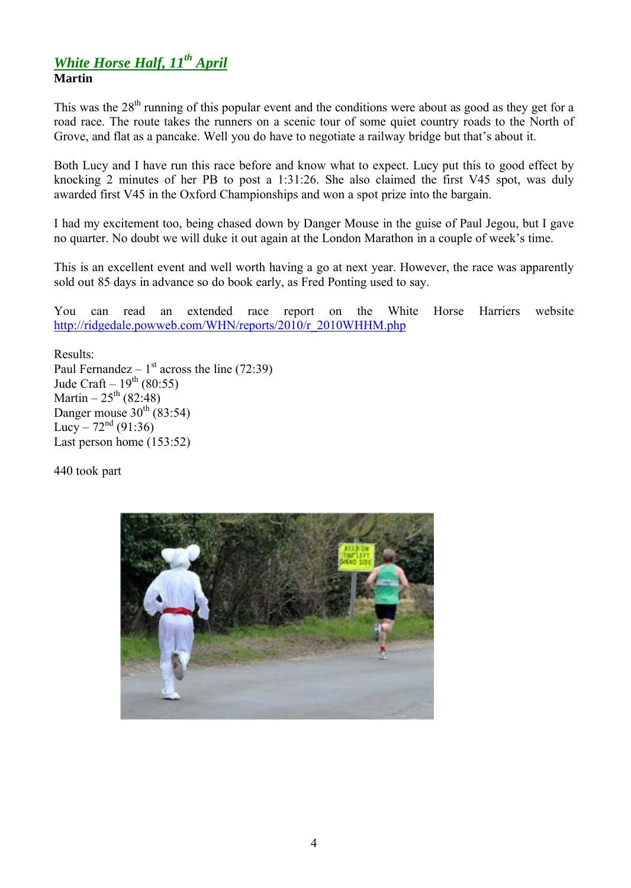## *White Horse Half, 11th April*

**Martin**

This was the 28th running of this popular event and the conditions were about as good as they get for a road race. The route takes the runners on a scenic tour of some quiet country roads to the North of Grove, and flat as a pancake. Well you do have to negotiate a railway bridge but that's about it.

Both Lucy and I have run this race before and know what to expect. Lucy put this to good effect by knocking 2 minutes of her PB to post a 1:31:26. She also claimed the first V45 spot, was duly awarded first V45 in the Oxford Championships and won a spot prize into the bargain.

I had my excitement too, being chased down by Danger Mouse in the guise of Paul Jegou, but I gave no quarter. No doubt we will duke it out again at the London Marathon in a couple of week's time.

This is an excellent event and well worth having a go at next year. However, the race was apparently sold out 85 days in advance so do book early, as Fred Ponting used to say.

You can read an extended race report on the White Horse Harriers website http://ridgedale.powweb.com/WHN/reports/2010/r_2010WHHM.php

Results:
Paul Fernandez – 1st across the line (72:39)
Jude Craft – 19th (80:55)
Martin – 25th (82:48)
Danger mouse 30th (83:54)
Lucy – 72nd (91:36)
Last person home (153:52)

440 took part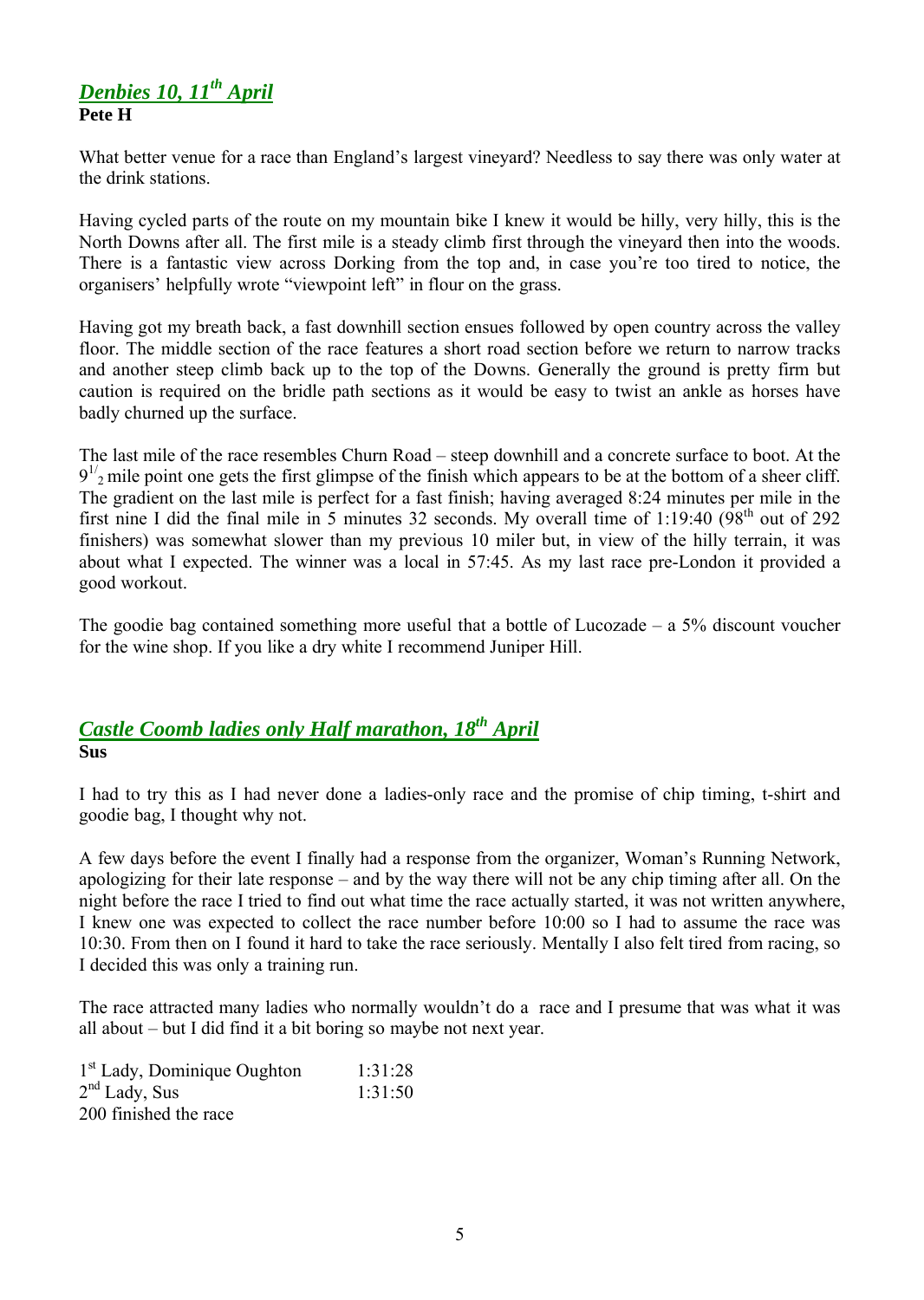## *Denbies 10, 11th April*

**Pete H**

What better venue for a race than England's largest vineyard? Needless to say there was only water at the drink stations.

Having cycled parts of the route on my mountain bike I knew it would be hilly, very hilly, this is the North Downs after all. The first mile is a steady climb first through the vineyard then into the woods. There is a fantastic view across Dorking from the top and, in case you're too tired to notice, the organisers' helpfully wrote "viewpoint left" in flour on the grass.

Having got my breath back, a fast downhill section ensues followed by open country across the valley floor. The middle section of the race features a short road section before we return to narrow tracks and another steep climb back up to the top of the Downs. Generally the ground is pretty firm but caution is required on the bridle path sections as it would be easy to twist an ankle as horses have badly churned up the surface.

The last mile of the race resembles Churn Road – steep downhill and a concrete surface to boot. At the $9^{1/2}$ mile point one gets the first glimpse of the finish which appears to be at the bottom of a sheer cliff. The gradient on the last mile is perfect for a fast finish; having averaged 8:24 minutes per mile in the first nine I did the final mile in 5 minutes 32 seconds. My overall time of 1:19:40 (98th out of 292 finishers) was somewhat slower than my previous 10 miler but, in view of the hilly terrain, it was about what I expected. The winner was a local in 57:45. As my last race pre-London it provided a good workout.

The goodie bag contained something more useful that a bottle of Lucozade – a 5% discount voucher for the wine shop. If you like a dry white I recommend Juniper Hill.

## *Castle Coomb ladies only Half marathon, 18th April*

**Sus**

I had to try this as I had never done a ladies-only race and the promise of chip timing, t-shirt and goodie bag, I thought why not.

A few days before the event I finally had a response from the organizer, Woman's Running Network, apologizing for their late response – and by the way there will not be any chip timing after all. On the night before the race I tried to find out what time the race actually started, it was not written anywhere, I knew one was expected to collect the race number before 10:00 so I had to assume the race was 10:30. From then on I found it hard to take the race seriously. Mentally I also felt tired from racing, so I decided this was only a training run.

The race attracted many ladies who normally wouldn't do a race and I presume that was what it was all about – but I did find it a bit boring so maybe not next year.

| | |
|---|---|
| 1st Lady, Dominique Oughton | 1:31:28 |
| 2nd Lady, Sus | 1:31:50 |

200 finished the race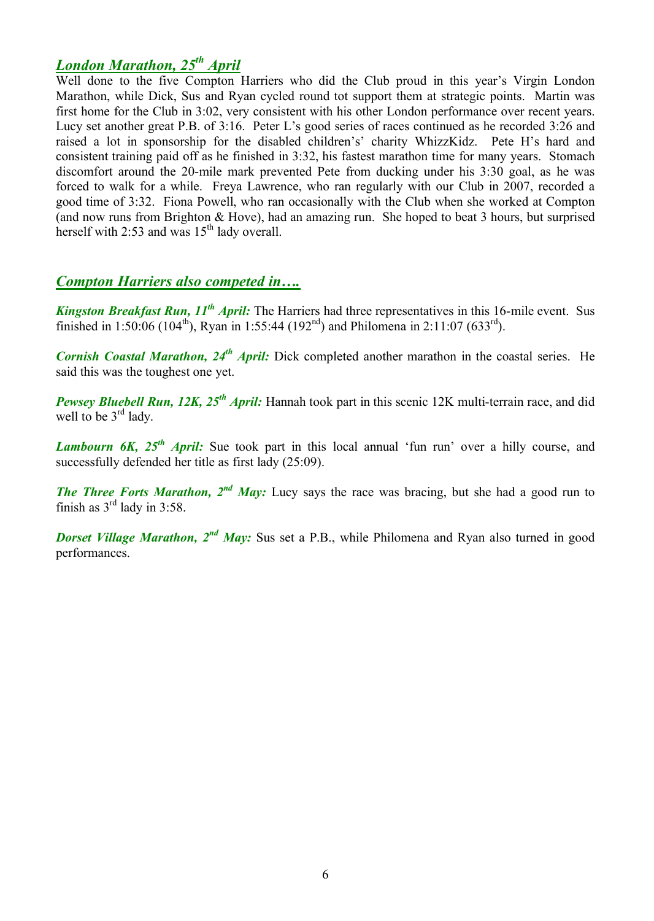## *London Marathon, 25th April*

Well done to the five Compton Harriers who did the Club proud in this year's Virgin London Marathon, while Dick, Sus and Ryan cycled round tot support them at strategic points. Martin was first home for the Club in 3:02, very consistent with his other London performance over recent years. Lucy set another great P.B. of 3:16. Peter L's good series of races continued as he recorded 3:26 and raised a lot in sponsorship for the disabled children's' charity WhizzKidz. Pete H's hard and consistent training paid off as he finished in 3:32, his fastest marathon time for many years. Stomach discomfort around the 20-mile mark prevented Pete from ducking under his 3:30 goal, as he was forced to walk for a while. Freya Lawrence, who ran regularly with our Club in 2007, recorded a good time of 3:32. Fiona Powell, who ran occasionally with the Club when she worked at Compton (and now runs from Brighton & Hove), had an amazing run. She hoped to beat 3 hours, but surprised herself with 2:53 and was 15th lady overall.

## *Compton Harriers also competed in….*

***Kingston Breakfast Run, 11th April:*** The Harriers had three representatives in this 16-mile event. Sus finished in 1:50:06 (104th), Ryan in 1:55:44 (192nd) and Philomena in 2:11:07 (633rd).

***Cornish Coastal Marathon, 24th April:*** Dick completed another marathon in the coastal series. He said this was the toughest one yet.

***Pewsey Bluebell Run, 12K, 25th April:*** Hannah took part in this scenic 12K multi-terrain race, and did well to be 3rd lady.

***Lambourn 6K, 25th April:*** Sue took part in this local annual 'fun run' over a hilly course, and successfully defended her title as first lady (25:09).

***The Three Forts Marathon, 2nd May:*** Lucy says the race was bracing, but she had a good run to finish as 3rd lady in 3:58.

***Dorset Village Marathon, 2nd May:*** Sus set a P.B., while Philomena and Ryan also turned in good performances.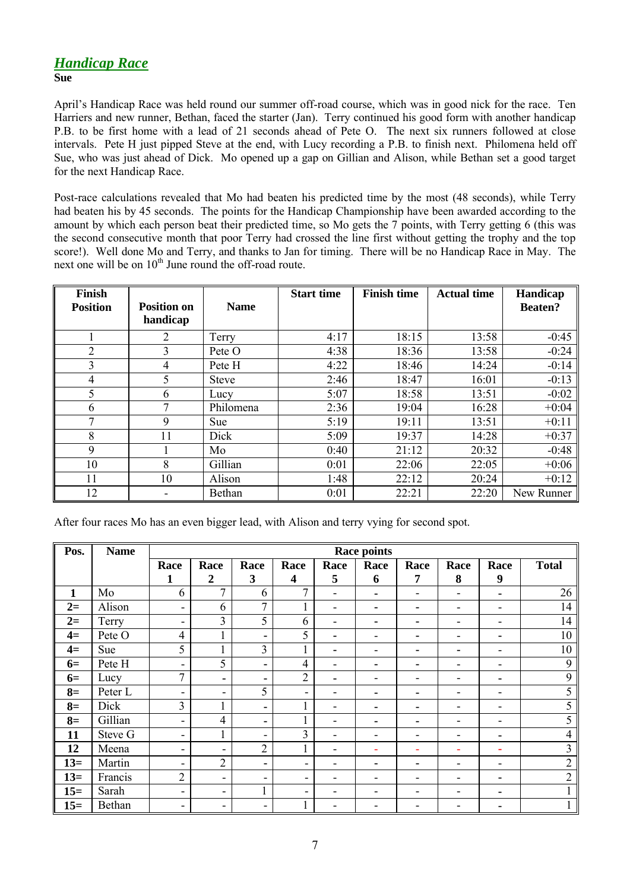## *Handicap Race*

**Sue**

April's Handicap Race was held round our summer off-road course, which was in good nick for the race. Ten Harriers and new runner, Bethan, faced the starter (Jan). Terry continued his good form with another handicap P.B. to be first home with a lead of 21 seconds ahead of Pete O. The next six runners followed at close intervals. Pete H just pipped Steve at the end, with Lucy recording a P.B. to finish next. Philomena held off Sue, who was just ahead of Dick. Mo opened up a gap on Gillian and Alison, while Bethan set a good target for the next Handicap Race.

Post-race calculations revealed that Mo had beaten his predicted time by the most (48 seconds), while Terry had beaten his by 45 seconds. The points for the Handicap Championship have been awarded according to the amount by which each person beat their predicted time, so Mo gets the 7 points, with Terry getting 6 (this was the second consecutive month that poor Terry had crossed the line first without getting the trophy and the top score!). Well done Mo and Terry, and thanks to Jan for timing. There will be no Handicap Race in May. The next one will be on 10th June round the off-road route.

| Finish Position | Position on handicap | Name | Start time | Finish time | Actual time | Handicap Beaten? |
|---|---|---|---|---|---|---|
| 1 | 2 | Terry | 4:17 | 18:15 | 13:58 | -0:45 |
| 2 | 3 | Pete O | 4:38 | 18:36 | 13:58 | -0:24 |
| 3 | 4 | Pete H | 4:22 | 18:46 | 14:24 | -0:14 |
| 4 | 5 | Steve | 2:46 | 18:47 | 16:01 | -0:13 |
| 5 | 6 | Lucy | 5:07 | 18:58 | 13:51 | -0:02 |
| 6 | 7 | Philomena | 2:36 | 19:04 | 16:28 | +0:04 |
| 7 | 9 | Sue | 5:19 | 19:11 | 13:51 | +0:11 |
| 8 | 11 | Dick | 5:09 | 19:37 | 14:28 | +0:37 |
| 9 | 1 | Mo | 0:40 | 21:12 | 20:32 | -0:48 |
| 10 | 8 | Gillian | 0:01 | 22:06 | 22:05 | +0:06 |
| 11 | 10 | Alison | 1:48 | 22:12 | 20:24 | +0:12 |
| 12 | - | Bethan | 0:01 | 22:21 | 22:20 | New Runner |

After four races Mo has an even bigger lead, with Alison and terry vying for second spot.

| Pos. | Name | Race points | | | | | | | | | |
|---|---|---|---|---|---|---|---|---|---|---|---|
| | | Race 1 | Race 2 | Race 3 | Race 4 | Race 5 | Race 6 | Race 7 | Race 8 | Race 9 | Total |
| **1** | Mo | 6 | 7 | 6 | 7 | - | - | - | - | - | 26 |
| **2=** | Alison | - | 6 | 7 | 1 | - | - | - | - | - | 14 |
| **2=** | Terry | - | 3 | 5 | 6 | - | - | - | - | - | 14 |
| **4=** | Pete O | 4 | 1 | - | 5 | - | - | - | - | - | 10 |
| **4=** | Sue | 5 | 1 | 3 | 1 | - | - | - | - | - | 10 |
| **6=** | Pete H | - | 5 | - | 4 | - | - | - | - | - | 9 |
| **6=** | Lucy | 7 | - | - | 2 | - | - | - | - | - | 9 |
| **8=** | Peter L | - | - | 5 | - | - | - | - | - | - | 5 |
| **8=** | Dick | 3 | 1 | - | 1 | - | - | - | - | - | 5 |
| **8=** | Gillian | - | 4 | - | 1 | - | - | - | - | - | 5 |
| **11** | Steve G | - | 1 | - | 3 | - | - | - | - | - | 4 |
| **12** | Meena | - | - | 2 | 1 | - | - | - | - | - | 3 |
| **13=** | Martin | - | 2 | - | - | - | - | - | - | - | 2 |
| **13=** | Francis | 2 | - | - | - | - | - | - | - | - | 2 |
| **15=** | Sarah | - | - | 1 | - | - | - | - | - | - | 1 |
| **15=** | Bethan | - | - | - | 1 | - | - | - | - | - | 1 |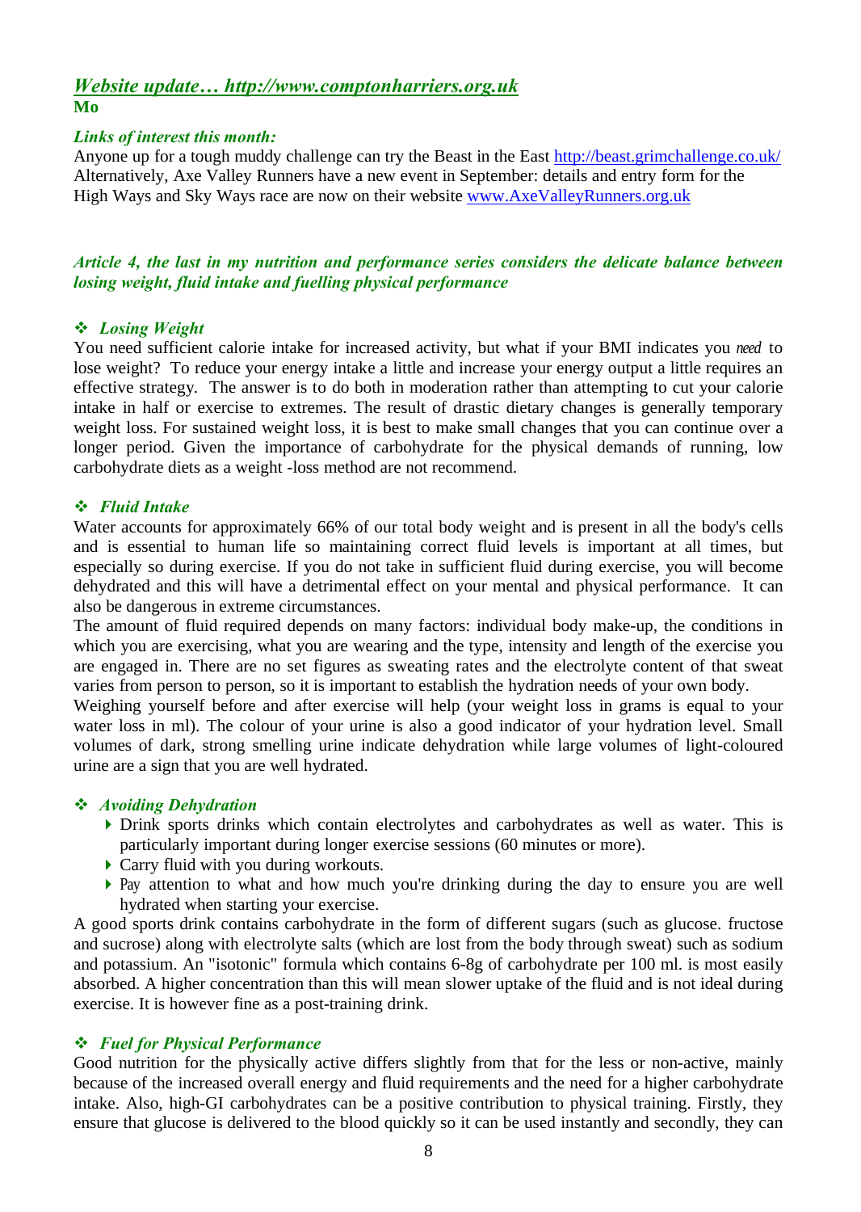## *Website update… http://www.comptonharriers.org.uk*

**Mo**

### *Links of interest this month:*

Anyone up for a tough muddy challenge can try the Beast in the East http://beast.grimchallenge.co.uk/ Alternatively, Axe Valley Runners have a new event in September: details and entry form for the High Ways and Sky Ways race are now on their website www.AxeValleyRunners.org.uk

***Article 4, the last in my nutrition and performance series considers the delicate balance between losing weight, fluid intake and fuelling physical performance***

### ❖ *Losing Weight*

You need sufficient calorie intake for increased activity, but what if your BMI indicates you *need* to lose weight? To reduce your energy intake a little and increase your energy output a little requires an effective strategy. The answer is to do both in moderation rather than attempting to cut your calorie intake in half or exercise to extremes. The result of drastic dietary changes is generally temporary weight loss. For sustained weight loss, it is best to make small changes that you can continue over a longer period. Given the importance of carbohydrate for the physical demands of running, low carbohydrate diets as a weight -loss method are not recommend.

### ❖ *Fluid Intake*

Water accounts for approximately 66% of our total body weight and is present in all the body's cells and is essential to human life so maintaining correct fluid levels is important at all times, but especially so during exercise. If you do not take in sufficient fluid during exercise, you will become dehydrated and this will have a detrimental effect on your mental and physical performance. It can also be dangerous in extreme circumstances.

The amount of fluid required depends on many factors: individual body make-up, the conditions in which you are exercising, what you are wearing and the type, intensity and length of the exercise you are engaged in. There are no set figures as sweating rates and the electrolyte content of that sweat varies from person to person, so it is important to establish the hydration needs of your own body.

Weighing yourself before and after exercise will help (your weight loss in grams is equal to your water loss in ml). The colour of your urine is also a good indicator of your hydration level. Small volumes of dark, strong smelling urine indicate dehydration while large volumes of light-coloured urine are a sign that you are well hydrated.

### ❖ *Avoiding Dehydration*

- Drink sports drinks which contain electrolytes and carbohydrates as well as water. This is particularly important during longer exercise sessions (60 minutes or more).
- Carry fluid with you during workouts.
- Pay attention to what and how much you're drinking during the day to ensure you are well hydrated when starting your exercise.

A good sports drink contains carbohydrate in the form of different sugars (such as glucose. fructose and sucrose) along with electrolyte salts (which are lost from the body through sweat) such as sodium and potassium. An "isotonic" formula which contains 6-8g of carbohydrate per 100 ml. is most easily absorbed. A higher concentration than this will mean slower uptake of the fluid and is not ideal during exercise. It is however fine as a post-training drink.

### ❖ *Fuel for Physical Performance*

Good nutrition for the physically active differs slightly from that for the less or non-active, mainly because of the increased overall energy and fluid requirements and the need for a higher carbohydrate intake. Also, high-GI carbohydrates can be a positive contribution to physical training. Firstly, they ensure that glucose is delivered to the blood quickly so it can be used instantly and secondly, they can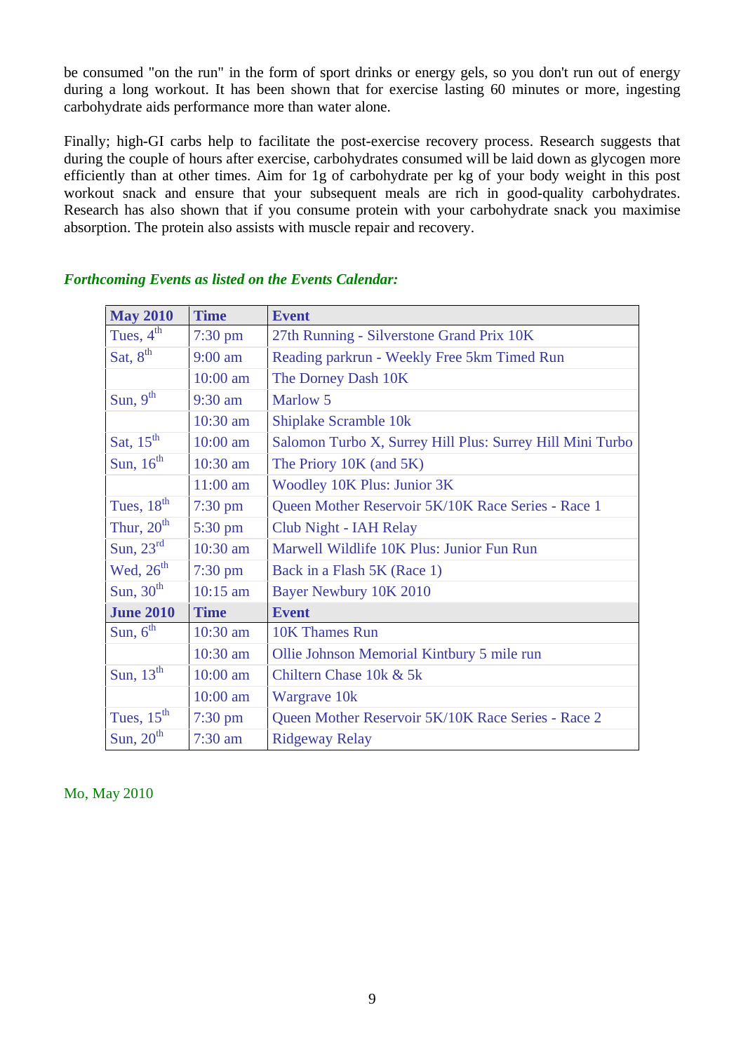be consumed "on the run" in the form of sport drinks or energy gels, so you don't run out of energy during a long workout. It has been shown that for exercise lasting 60 minutes or more, ingesting carbohydrate aids performance more than water alone.

Finally; high-GI carbs help to facilitate the post-exercise recovery process. Research suggests that during the couple of hours after exercise, carbohydrates consumed will be laid down as glycogen more efficiently than at other times. Aim for 1g of carbohydrate per kg of your body weight in this post workout snack and ensure that your subsequent meals are rich in good-quality carbohydrates. Research has also shown that if you consume protein with your carbohydrate snack you maximise absorption. The protein also assists with muscle repair and recovery.

***Forthcoming Events as listed on the Events Calendar:***

| May 2010 | Time | Event |
|---|---|---|
| Tues, 4th | 7:30 pm | 27th Running - Silverstone Grand Prix 10K |
| Sat, 8th | 9:00 am | Reading parkrun - Weekly Free 5km Timed Run |
| | 10:00 am | The Dorney Dash 10K |
| Sun, 9th | 9:30 am | Marlow 5 |
| | 10:30 am | Shiplake Scramble 10k |
| Sat, 15th | 10:00 am | Salomon Turbo X, Surrey Hill Plus: Surrey Hill Mini Turbo |
| Sun, 16th | 10:30 am | The Priory 10K (and 5K) |
| | 11:00 am | Woodley 10K Plus: Junior 3K |
| Tues, 18th | 7:30 pm | Queen Mother Reservoir 5K/10K Race Series - Race 1 |
| Thur, 20th | 5:30 pm | Club Night - IAH Relay |
| Sun, 23rd | 10:30 am | Marwell Wildlife 10K Plus: Junior Fun Run |
| Wed, 26th | 7:30 pm | Back in a Flash 5K (Race 1) |
| Sun, 30th | 10:15 am | Bayer Newbury 10K 2010 |
| **June 2010** | **Time** | **Event** |
| Sun, 6th | 10:30 am | 10K Thames Run |
| | 10:30 am | Ollie Johnson Memorial Kintbury 5 mile run |
| Sun, 13th | 10:00 am | Chiltern Chase 10k & 5k |
| | 10:00 am | Wargrave 10k |
| Tues, 15th | 7:30 pm | Queen Mother Reservoir 5K/10K Race Series - Race 2 |
| Sun, 20th | 7:30 am | Ridgeway Relay |

Mo, May 2010